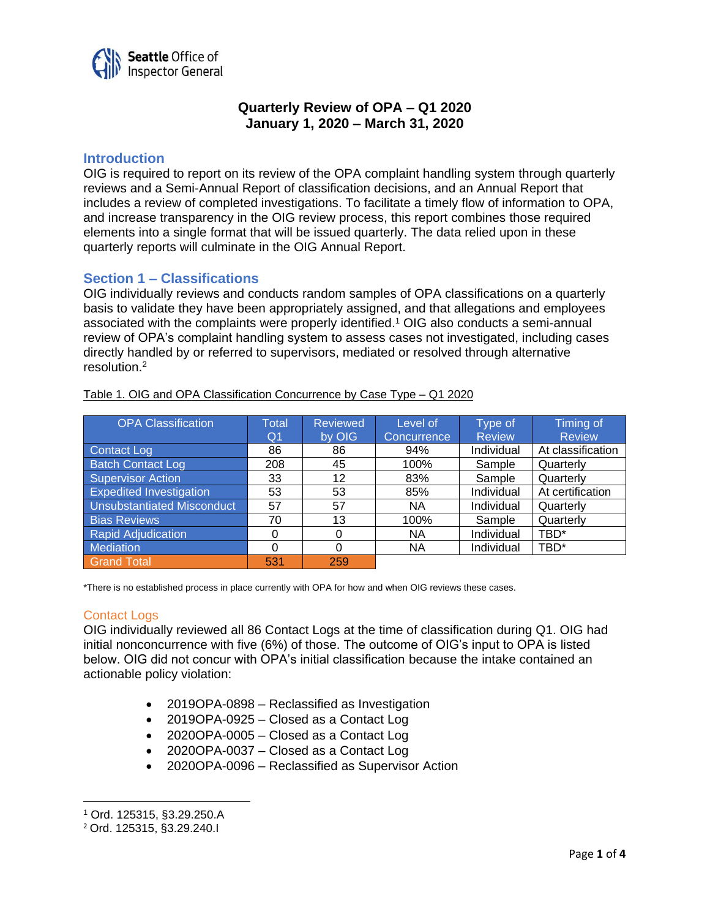Seattle Office of Inspector General

# Quarterly Review of OPA – Q1 2020
## January 1, 2020 – March 31, 2020

## Introduction

OIG is required to report on its review of the OPA complaint handling system through quarterly reviews and a Semi-Annual Report of classification decisions, and an Annual Report that includes a review of completed investigations. To facilitate a timely flow of information to OPA, and increase transparency in the OIG review process, this report combines those required elements into a single format that will be issued quarterly. The data relied upon in these quarterly reports will culminate in the OIG Annual Report.

## Section 1 – Classifications

OIG individually reviews and conducts random samples of OPA classifications on a quarterly basis to validate they have been appropriately assigned, and that allegations and employees associated with the complaints were properly identified.[1] OIG also conducts a semi-annual review of OPA's complaint handling system to assess cases not investigated, including cases directly handled by or referred to supervisors, mediated or resolved through alternative resolution.[2]

Table 1. OIG and OPA Classification Concurrence by Case Type – Q1 2020

| OPA Classification | Total Q1 | Reviewed by OIG | Level of Concurrence | Type of Review | Timing of Review |
|---|---|---|---|---|---|
| Contact Log | 86 | 86 | 94% | Individual | At classification |
| Batch Contact Log | 208 | 45 | 100% | Sample | Quarterly |
| Supervisor Action | 33 | 12 | 83% | Sample | Quarterly |
| Expedited Investigation | 53 | 53 | 85% | Individual | At certification |
| Unsubstantiated Misconduct | 57 | 57 | NA | Individual | Quarterly |
| Bias Reviews | 70 | 13 | 100% | Sample | Quarterly |
| Rapid Adjudication | 0 | 0 | NA | Individual | TBD* |
| Mediation | 0 | 0 | NA | Individual | TBD* |
| Grand Total | 531 | 259 | | | |

*There is no established process in place currently with OPA for how and when OIG reviews these cases.

### Contact Logs

OIG individually reviewed all 86 Contact Logs at the time of classification during Q1. OIG had initial nonconcurrence with five (6%) of those. The outcome of OIG's input to OPA is listed below. OIG did not concur with OPA's initial classification because the intake contained an actionable policy violation:

- 2019OPA-0898 – Reclassified as Investigation
- 2019OPA-0925 – Closed as a Contact Log
- 2020OPA-0005 – Closed as a Contact Log
- 2020OPA-0037 – Closed as a Contact Log
- 2020OPA-0096 – Reclassified as Supervisor Action

[1] Ord. 125315, §3.29.250.A

[2] Ord. 125315, §3.29.240.I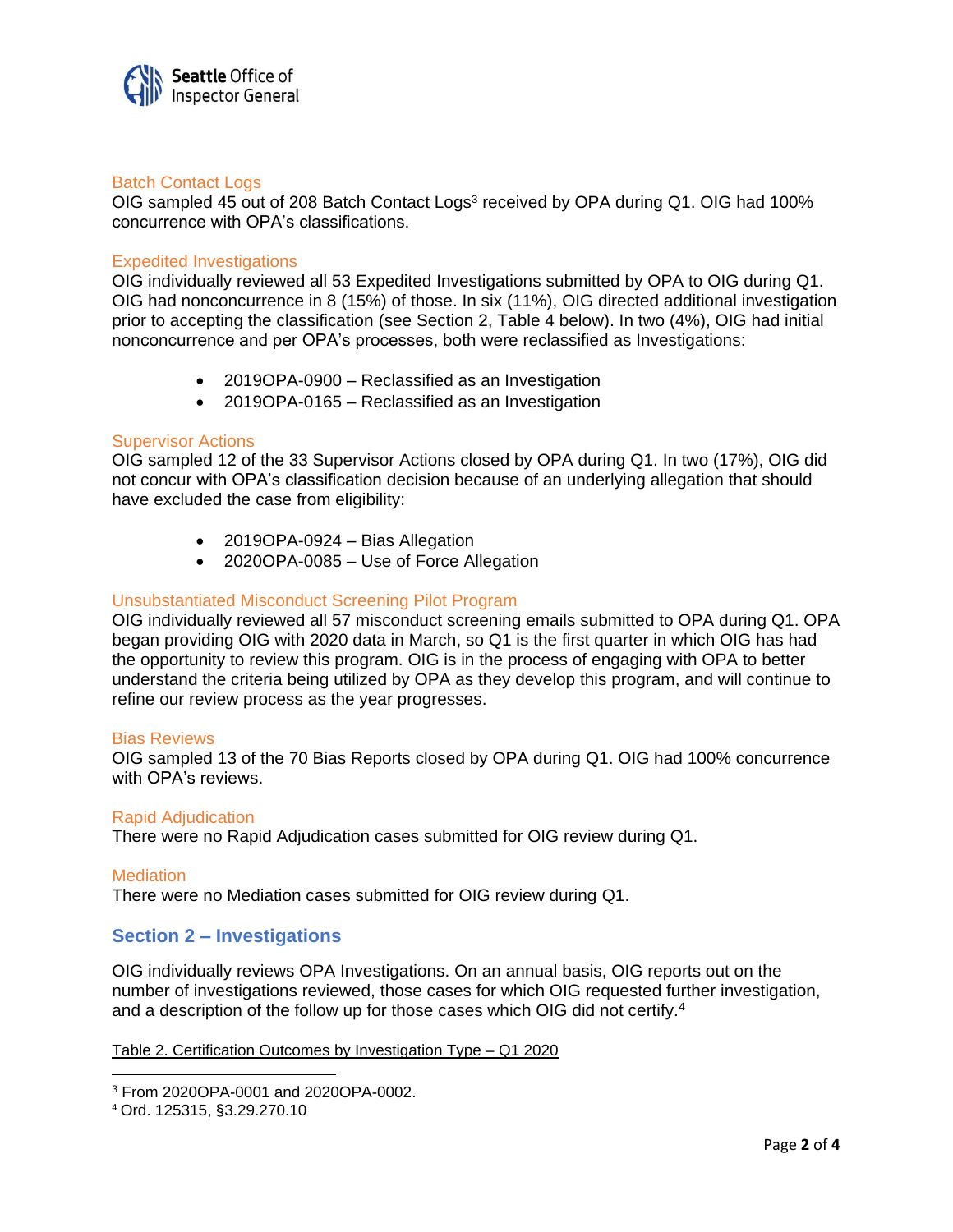### Batch Contact Logs

OIG sampled 45 out of 208 Batch Contact Logs[3] received by OPA during Q1. OIG had 100% concurrence with OPA's classifications.

### Expedited Investigations

OIG individually reviewed all 53 Expedited Investigations submitted by OPA to OIG during Q1. OIG had nonconcurrence in 8 (15%) of those. In six (11%), OIG directed additional investigation prior to accepting the classification (see Section 2, Table 4 below). In two (4%), OIG had initial nonconcurrence and per OPA's processes, both were reclassified as Investigations:

- 2019OPA-0900 – Reclassified as an Investigation
- 2019OPA-0165 – Reclassified as an Investigation

### Supervisor Actions

OIG sampled 12 of the 33 Supervisor Actions closed by OPA during Q1. In two (17%), OIG did not concur with OPA's classification decision because of an underlying allegation that should have excluded the case from eligibility:

- 2019OPA-0924 – Bias Allegation
- 2020OPA-0085 – Use of Force Allegation

### Unsubstantiated Misconduct Screening Pilot Program

OIG individually reviewed all 57 misconduct screening emails submitted to OPA during Q1. OPA began providing OIG with 2020 data in March, so Q1 is the first quarter in which OIG has had the opportunity to review this program. OIG is in the process of engaging with OPA to better understand the criteria being utilized by OPA as they develop this program, and will continue to refine our review process as the year progresses.

### Bias Reviews

OIG sampled 13 of the 70 Bias Reports closed by OPA during Q1. OIG had 100% concurrence with OPA's reviews.

### Rapid Adjudication

There were no Rapid Adjudication cases submitted for OIG review during Q1.

### Mediation

There were no Mediation cases submitted for OIG review during Q1.

## Section 2 – Investigations

OIG individually reviews OPA Investigations. On an annual basis, OIG reports out on the number of investigations reviewed, those cases for which OIG requested further investigation, and a description of the follow up for those cases which OIG did not certify.[4]

Table 2. Certification Outcomes by Investigation Type – Q1 2020

---

[3] From 2020OPA-0001 and 2020OPA-0002.

[4] Ord. 125315, §3.29.270.10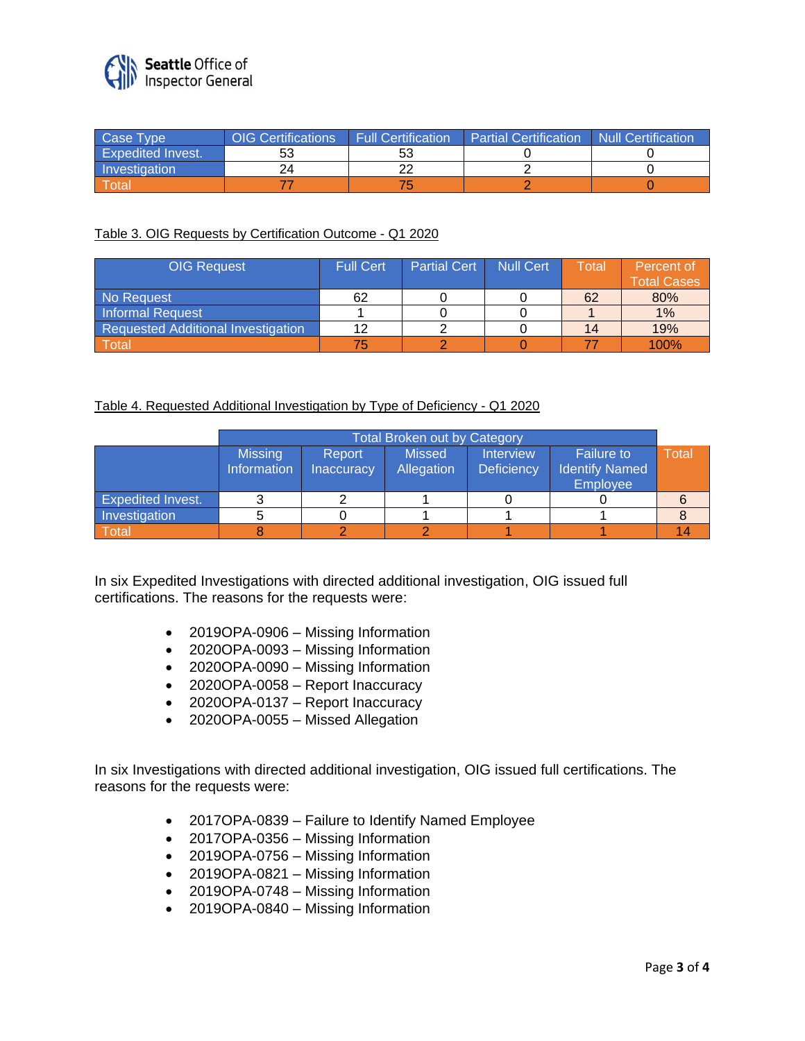| Case Type | OIG Certifications | Full Certification | Partial Certification | Null Certification |
|---|---|---|---|---|
| Expedited Invest. | 53 | 53 | 0 | 0 |
| Investigation | 24 | 22 | 2 | 0 |
| Total | 77 | 75 | 2 | 0 |

Table 3. OIG Requests by Certification Outcome - Q1 2020

| OIG Request | Full Cert | Partial Cert | Null Cert | Total | Percent of Total Cases |
|---|---|---|---|---|---|
| No Request | 62 | 0 | 0 | 62 | 80% |
| Informal Request | 1 | 0 | 0 | 1 | 1% |
| Requested Additional Investigation | 12 | 2 | 0 | 14 | 19% |
| Total | 75 | 2 | 0 | 77 | 100% |

Table 4. Requested Additional Investigation by Type of Deficiency - Q1 2020

| | Total Broken out by Category | | | | | |
|---|---|---|---|---|---|---|
| | Missing Information | Report Inaccuracy | Missed Allegation | Interview Deficiency | Failure to Identify Named Employee | Total |
| Expedited Invest. | 3 | 2 | 1 | 0 | 0 | 6 |
| Investigation | 5 | 0 | 1 | 1 | 1 | 8 |
| Total | 8 | 2 | 2 | 1 | 1 | 14 |

In six Expedited Investigations with directed additional investigation, OIG issued full certifications. The reasons for the requests were:

- 2019OPA-0906 – Missing Information
- 2020OPA-0093 – Missing Information
- 2020OPA-0090 – Missing Information
- 2020OPA-0058 – Report Inaccuracy
- 2020OPA-0137 – Report Inaccuracy
- 2020OPA-0055 – Missed Allegation

In six Investigations with directed additional investigation, OIG issued full certifications. The reasons for the requests were:

- 2017OPA-0839 – Failure to Identify Named Employee
- 2017OPA-0356 – Missing Information
- 2019OPA-0756 – Missing Information
- 2019OPA-0821 – Missing Information
- 2019OPA-0748 – Missing Information
- 2019OPA-0840 – Missing Information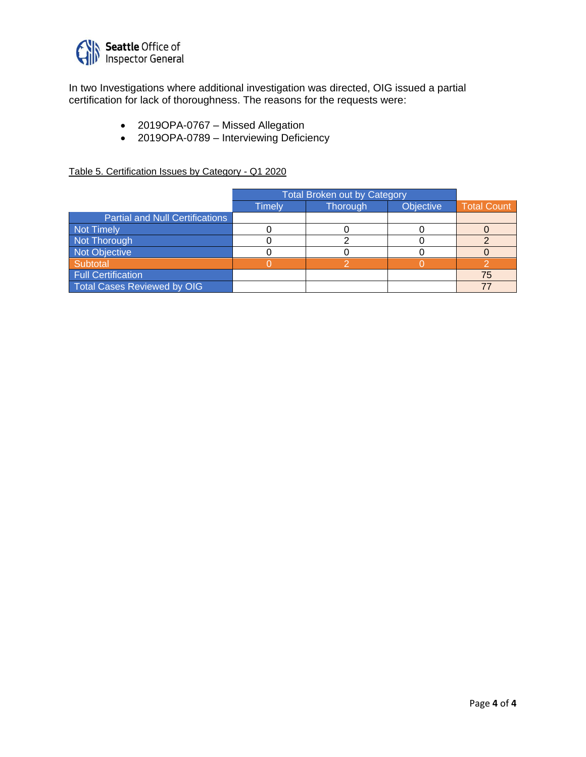In two Investigations where additional investigation was directed, OIG issued a partial certification for lack of thoroughness. The reasons for the requests were:

- 2019OPA-0767 – Missed Allegation
- 2019OPA-0789 – Interviewing Deficiency

Table 5. Certification Issues by Category - Q1 2020

| | Total Broken out by Category | | | |
|---|---|---|---|---|
| | Timely | Thorough | Objective | Total Count |
| Partial and Null Certifications | | | | |
| Not Timely | 0 | 0 | 0 | 0 |
| Not Thorough | 0 | 2 | 0 | 2 |
| Not Objective | 0 | 0 | 0 | 0 |
| Subtotal | 0 | 2 | 0 | 2 |
| Full Certification | | | | 75 |
| Total Cases Reviewed by OIG | | | | 77 |